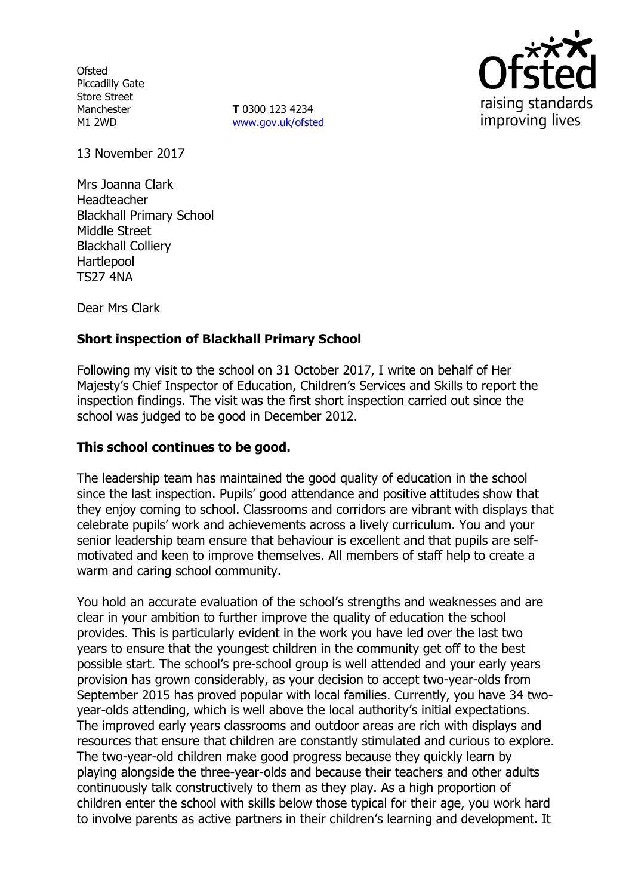Ofsted
Piccadilly Gate
Store Street
Manchester
M1 2WD

**T** 0300 123 4234
www.gov.uk/ofsted

13 November 2017

Mrs Joanna Clark
Headteacher
Blackhall Primary School
Middle Street
Blackhall Colliery
Hartlepool
TS27 4NA

Dear Mrs Clark

**Short inspection of Blackhall Primary School**

Following my visit to the school on 31 October 2017, I write on behalf of Her Majesty's Chief Inspector of Education, Children's Services and Skills to report the inspection findings. The visit was the first short inspection carried out since the school was judged to be good in December 2012.

**This school continues to be good.**

The leadership team has maintained the good quality of education in the school since the last inspection. Pupils' good attendance and positive attitudes show that they enjoy coming to school. Classrooms and corridors are vibrant with displays that celebrate pupils' work and achievements across a lively curriculum. You and your senior leadership team ensure that behaviour is excellent and that pupils are self-motivated and keen to improve themselves. All members of staff help to create a warm and caring school community.

You hold an accurate evaluation of the school's strengths and weaknesses and are clear in your ambition to further improve the quality of education the school provides. This is particularly evident in the work you have led over the last two years to ensure that the youngest children in the community get off to the best possible start. The school's pre-school group is well attended and your early years provision has grown considerably, as your decision to accept two-year-olds from September 2015 has proved popular with local families. Currently, you have 34 two-year-olds attending, which is well above the local authority's initial expectations. The improved early years classrooms and outdoor areas are rich with displays and resources that ensure that children are constantly stimulated and curious to explore. The two-year-old children make good progress because they quickly learn by playing alongside the three-year-olds and because their teachers and other adults continuously talk constructively to them as they play. As a high proportion of children enter the school with skills below those typical for their age, you work hard to involve parents as active partners in their children's learning and development. It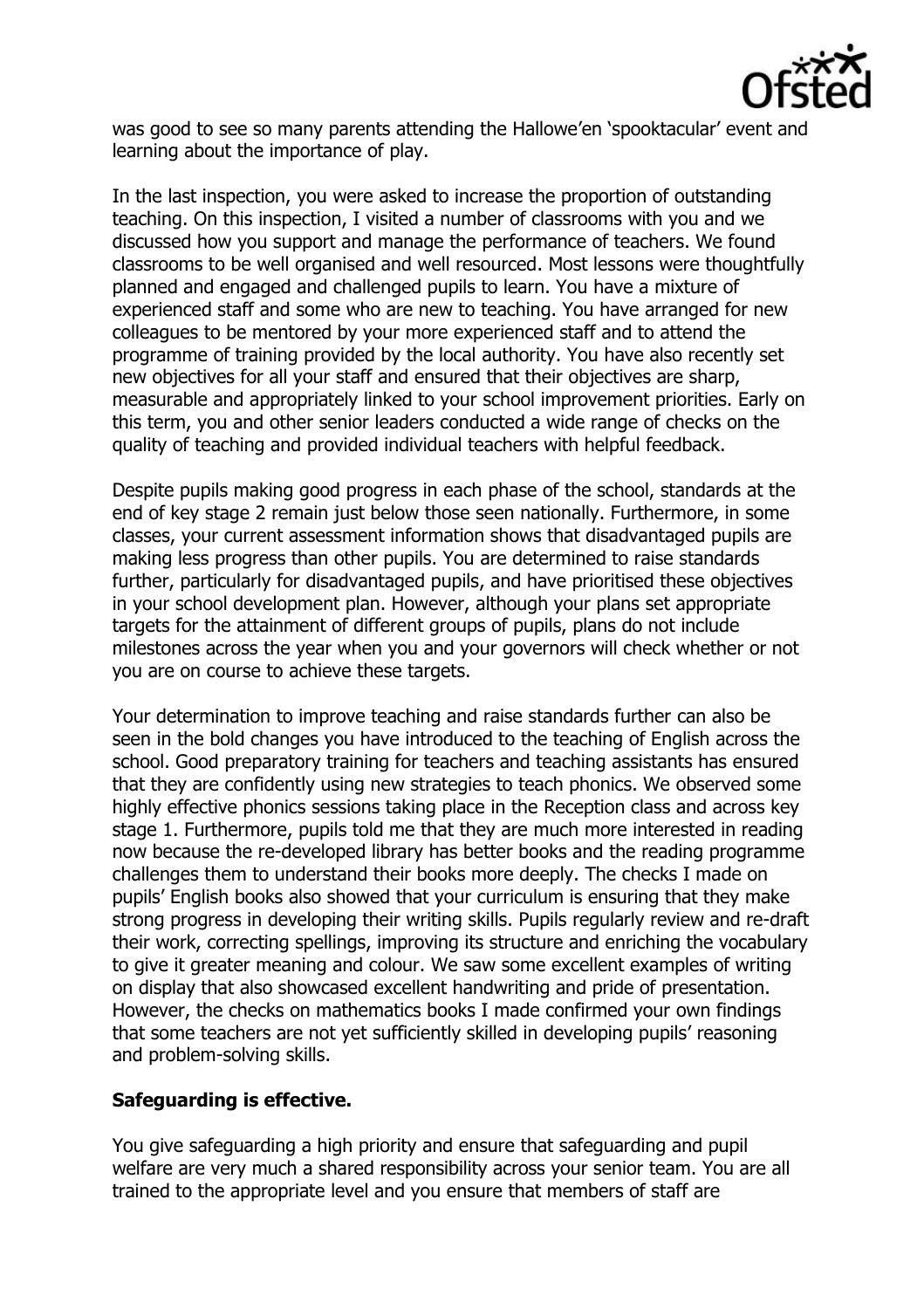was good to see so many parents attending the Hallowe'en 'spooktacular' event and learning about the importance of play.

In the last inspection, you were asked to increase the proportion of outstanding teaching. On this inspection, I visited a number of classrooms with you and we discussed how you support and manage the performance of teachers. We found classrooms to be well organised and well resourced. Most lessons were thoughtfully planned and engaged and challenged pupils to learn. You have a mixture of experienced staff and some who are new to teaching. You have arranged for new colleagues to be mentored by your more experienced staff and to attend the programme of training provided by the local authority. You have also recently set new objectives for all your staff and ensured that their objectives are sharp, measurable and appropriately linked to your school improvement priorities. Early on this term, you and other senior leaders conducted a wide range of checks on the quality of teaching and provided individual teachers with helpful feedback.

Despite pupils making good progress in each phase of the school, standards at the end of key stage 2 remain just below those seen nationally. Furthermore, in some classes, your current assessment information shows that disadvantaged pupils are making less progress than other pupils. You are determined to raise standards further, particularly for disadvantaged pupils, and have prioritised these objectives in your school development plan. However, although your plans set appropriate targets for the attainment of different groups of pupils, plans do not include milestones across the year when you and your governors will check whether or not you are on course to achieve these targets.

Your determination to improve teaching and raise standards further can also be seen in the bold changes you have introduced to the teaching of English across the school. Good preparatory training for teachers and teaching assistants has ensured that they are confidently using new strategies to teach phonics. We observed some highly effective phonics sessions taking place in the Reception class and across key stage 1. Furthermore, pupils told me that they are much more interested in reading now because the re-developed library has better books and the reading programme challenges them to understand their books more deeply. The checks I made on pupils' English books also showed that your curriculum is ensuring that they make strong progress in developing their writing skills. Pupils regularly review and re-draft their work, correcting spellings, improving its structure and enriching the vocabulary to give it greater meaning and colour. We saw some excellent examples of writing on display that also showcased excellent handwriting and pride of presentation. However, the checks on mathematics books I made confirmed your own findings that some teachers are not yet sufficiently skilled in developing pupils' reasoning and problem-solving skills.

**Safeguarding is effective.**

You give safeguarding a high priority and ensure that safeguarding and pupil welfare are very much a shared responsibility across your senior team. You are all trained to the appropriate level and you ensure that members of staff are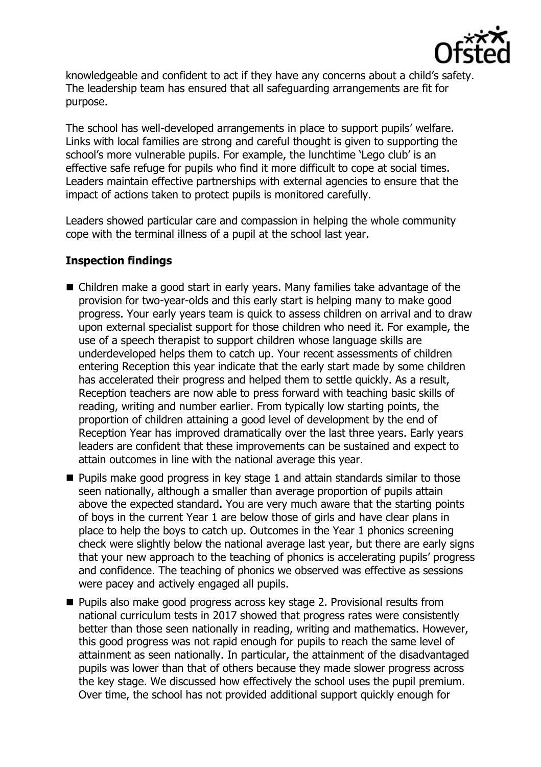knowledgeable and confident to act if they have any concerns about a child's safety. The leadership team has ensured that all safeguarding arrangements are fit for purpose.

The school has well-developed arrangements in place to support pupils' welfare. Links with local families are strong and careful thought is given to supporting the school's more vulnerable pupils. For example, the lunchtime 'Lego club' is an effective safe refuge for pupils who find it more difficult to cope at social times. Leaders maintain effective partnerships with external agencies to ensure that the impact of actions taken to protect pupils is monitored carefully.

Leaders showed particular care and compassion in helping the whole community cope with the terminal illness of a pupil at the school last year.

## Inspection findings

- Children make a good start in early years. Many families take advantage of the provision for two-year-olds and this early start is helping many to make good progress. Your early years team is quick to assess children on arrival and to draw upon external specialist support for those children who need it. For example, the use of a speech therapist to support children whose language skills are underdeveloped helps them to catch up. Your recent assessments of children entering Reception this year indicate that the early start made by some children has accelerated their progress and helped them to settle quickly. As a result, Reception teachers are now able to press forward with teaching basic skills of reading, writing and number earlier. From typically low starting points, the proportion of children attaining a good level of development by the end of Reception Year has improved dramatically over the last three years. Early years leaders are confident that these improvements can be sustained and expect to attain outcomes in line with the national average this year.
- Pupils make good progress in key stage 1 and attain standards similar to those seen nationally, although a smaller than average proportion of pupils attain above the expected standard. You are very much aware that the starting points of boys in the current Year 1 are below those of girls and have clear plans in place to help the boys to catch up. Outcomes in the Year 1 phonics screening check were slightly below the national average last year, but there are early signs that your new approach to the teaching of phonics is accelerating pupils' progress and confidence. The teaching of phonics we observed was effective as sessions were pacey and actively engaged all pupils.
- Pupils also make good progress across key stage 2. Provisional results from national curriculum tests in 2017 showed that progress rates were consistently better than those seen nationally in reading, writing and mathematics. However, this good progress was not rapid enough for pupils to reach the same level of attainment as seen nationally. In particular, the attainment of the disadvantaged pupils was lower than that of others because they made slower progress across the key stage. We discussed how effectively the school uses the pupil premium. Over time, the school has not provided additional support quickly enough for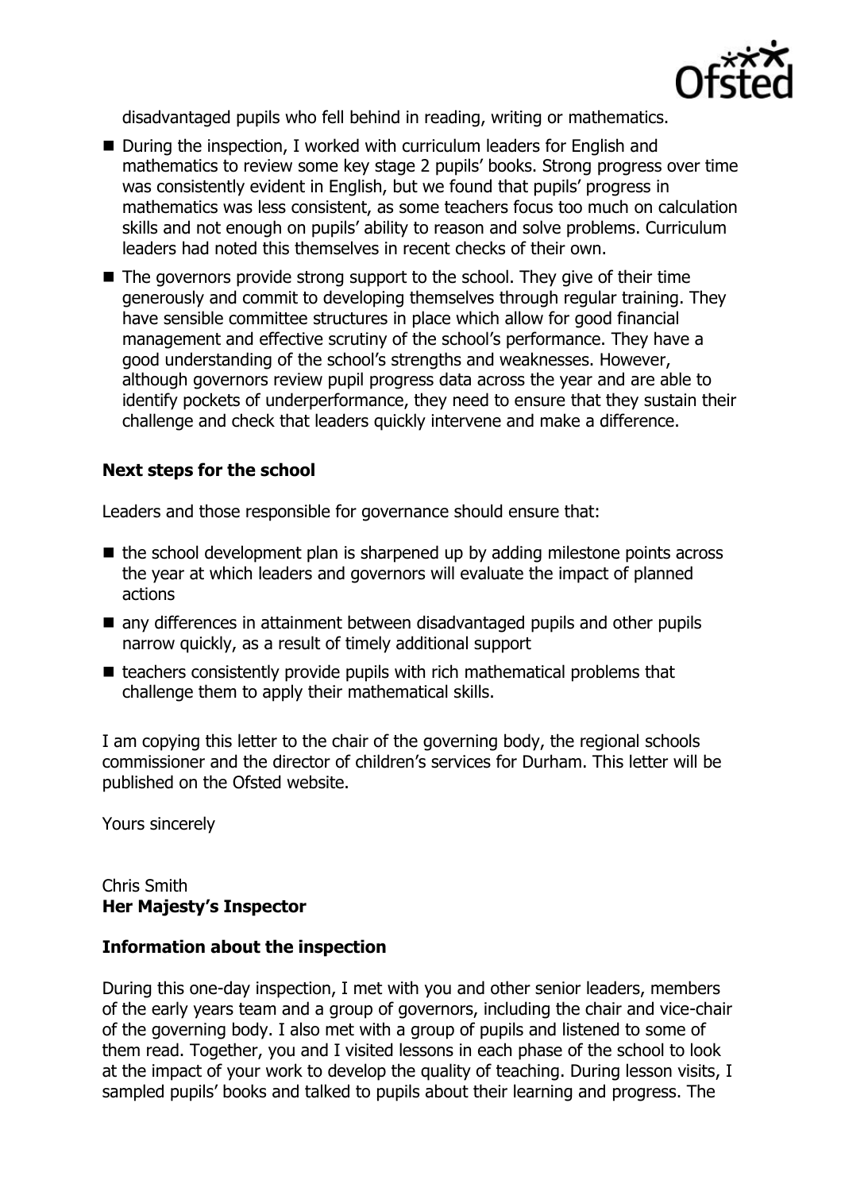disadvantaged pupils who fell behind in reading, writing or mathematics.

- During the inspection, I worked with curriculum leaders for English and mathematics to review some key stage 2 pupils' books. Strong progress over time was consistently evident in English, but we found that pupils' progress in mathematics was less consistent, as some teachers focus too much on calculation skills and not enough on pupils' ability to reason and solve problems. Curriculum leaders had noted this themselves in recent checks of their own.
- The governors provide strong support to the school. They give of their time generously and commit to developing themselves through regular training. They have sensible committee structures in place which allow for good financial management and effective scrutiny of the school's performance. They have a good understanding of the school's strengths and weaknesses. However, although governors review pupil progress data across the year and are able to identify pockets of underperformance, they need to ensure that they sustain their challenge and check that leaders quickly intervene and make a difference.

### Next steps for the school

Leaders and those responsible for governance should ensure that:

- the school development plan is sharpened up by adding milestone points across the year at which leaders and governors will evaluate the impact of planned actions
- any differences in attainment between disadvantaged pupils and other pupils narrow quickly, as a result of timely additional support
- teachers consistently provide pupils with rich mathematical problems that challenge them to apply their mathematical skills.

I am copying this letter to the chair of the governing body, the regional schools commissioner and the director of children's services for Durham. This letter will be published on the Ofsted website.

Yours sincerely

Chris Smith
**Her Majesty's Inspector**

### Information about the inspection

During this one-day inspection, I met with you and other senior leaders, members of the early years team and a group of governors, including the chair and vice-chair of the governing body. I also met with a group of pupils and listened to some of them read. Together, you and I visited lessons in each phase of the school to look at the impact of your work to develop the quality of teaching. During lesson visits, I sampled pupils' books and talked to pupils about their learning and progress. The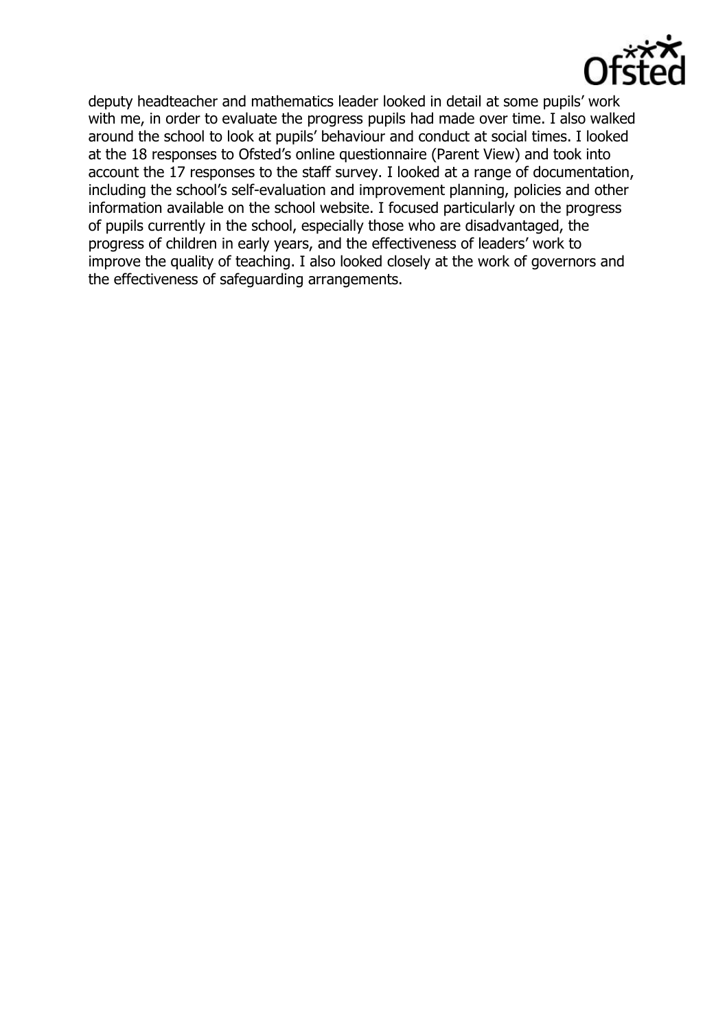deputy headteacher and mathematics leader looked in detail at some pupils' work with me, in order to evaluate the progress pupils had made over time. I also walked around the school to look at pupils' behaviour and conduct at social times. I looked at the 18 responses to Ofsted's online questionnaire (Parent View) and took into account the 17 responses to the staff survey. I looked at a range of documentation, including the school's self-evaluation and improvement planning, policies and other information available on the school website. I focused particularly on the progress of pupils currently in the school, especially those who are disadvantaged, the progress of children in early years, and the effectiveness of leaders' work to improve the quality of teaching. I also looked closely at the work of governors and the effectiveness of safeguarding arrangements.